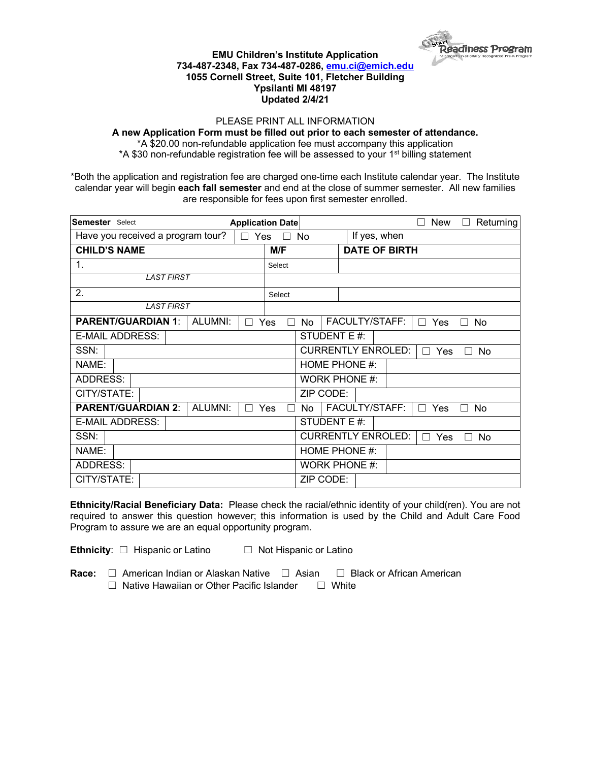# EMU Children's Institute Application

**734-487-2348, Fax 734-487-0286, emu.ci@emich.edu**
**1055 Cornell Street, Suite 101, Fletcher Building**
**Ypsilanti MI 48197**
**Updated 2/4/21**

Great Start Readiness Program — Michigan's Nationally Recognized Pre-K Program

PLEASE PRINT ALL INFORMATION

**A new Application Form must be filled out prior to each semester of attendance.**

*A $20.00 non-refundable application fee must accompany this application
*A $30 non-refundable registration fee will be assessed to your 1st billing statement

*Both the application and registration fee are charged one-time each Institute calendar year. The Institute calendar year will begin **each fall semester** and end at the close of summer semester. All new families are responsible for fees upon first semester enrolled.

| **Semester** Select | | **Application Date** | | ☐ New ☐ Returning |
|---|---|---|---|---|
| Have you received a program tour? | ☐ Yes ☐ No | | If yes, when | |
| **CHILD'S NAME** | | **M/F** | **DATE OF BIRTH** | |
| 1. *LAST FIRST* | | Select | | |
| 2. *LAST FIRST* | | Select | | |

| **PARENT/GUARDIAN 1**: | ALUMNI: ☐ Yes ☐ No | FACULTY/STAFF: ☐ Yes ☐ No | |
|---|---|---|---|
| E-MAIL ADDRESS: | | STUDENT E #: | |
| SSN: | | CURRENTLY ENROLED: | ☐ Yes ☐ No |
| NAME: | | HOME PHONE #: | |
| ADDRESS: | | WORK PHONE #: | |
| CITY/STATE: | | ZIP CODE: | |
| **PARENT/GUARDIAN 2**: | ALUMNI: ☐ Yes ☐ No | FACULTY/STAFF: ☐ Yes ☐ No | |
| E-MAIL ADDRESS: | | STUDENT E #: | |
| SSN: | | CURRENTLY ENROLED: | ☐ Yes ☐ No |
| NAME: | | HOME PHONE #: | |
| ADDRESS: | | WORK PHONE #: | |
| CITY/STATE: | | ZIP CODE: | |

**Ethnicity/Racial Beneficiary Data:** Please check the racial/ethnic identity of your child(ren). You are not required to answer this question however; this information is used by the Child and Adult Care Food Program to assure we are an equal opportunity program.

**Ethnicity**: ☐ Hispanic or Latino ☐ Not Hispanic or Latino

**Race:** ☐ American Indian or Alaskan Native ☐ Asian ☐ Black or African American
☐ Native Hawaiian or Other Pacific Islander ☐ White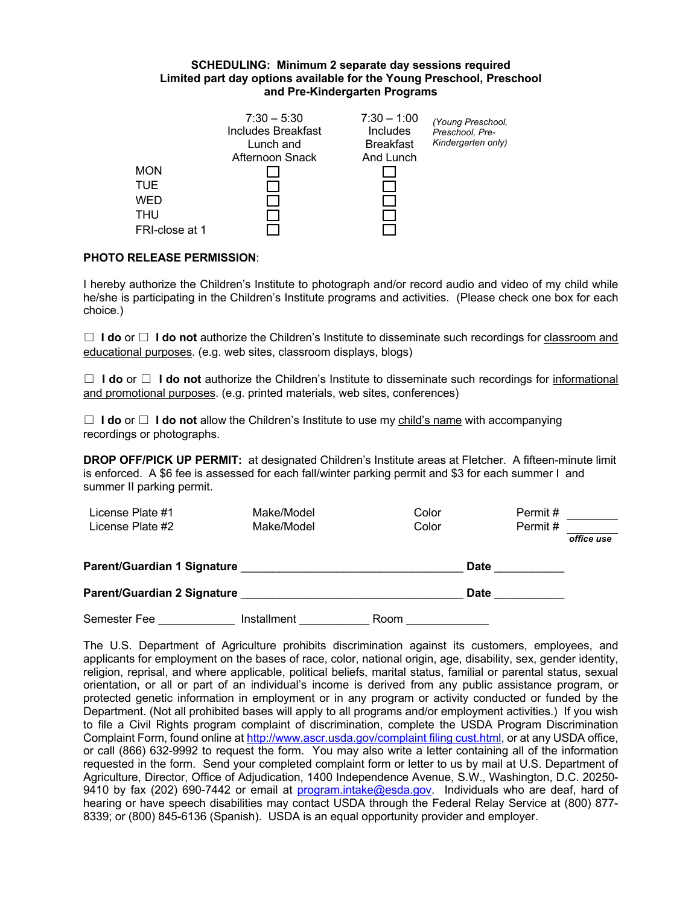**SCHEDULING: Minimum 2 separate day sessions required**
**Limited part day options available for the Young Preschool, Preschool and Pre-Kindergarten Programs**

| | 7:30 – 5:30 Includes Breakfast Lunch and Afternoon Snack | 7:30 – 1:00 Includes Breakfast And Lunch | *(Young Preschool, Preschool, Pre-Kindergarten only)* |
|---|---|---|---|
| MON | ☐ | ☐ | |
| TUE | ☐ | ☐ | |
| WED | ☐ | ☐ | |
| THU | ☐ | ☐ | |
| FRI-close at 1 | ☐ | ☐ | |

**PHOTO RELEASE PERMISSION**:

I hereby authorize the Children's Institute to photograph and/or record audio and video of my child while he/she is participating in the Children's Institute programs and activities. (Please check one box for each choice.)

☐ **I do** or ☐ **I do not** authorize the Children's Institute to disseminate such recordings for classroom and educational purposes. (e.g. web sites, classroom displays, blogs)

☐ **I do** or ☐ **I do not** authorize the Children's Institute to disseminate such recordings for informational and promotional purposes. (e.g. printed materials, web sites, conferences)

☐ **I do** or ☐ **I do not** allow the Children's Institute to use my child's name with accompanying recordings or photographs.

**DROP OFF/PICK UP PERMIT:** at designated Children's Institute areas at Fletcher. A fifteen-minute limit is enforced. A $6 fee is assessed for each fall/winter parking permit and $3 for each summer I and summer II parking permit.

| | | | |
|---|---|---|---|
| License Plate #1 | Make/Model | Color | Permit # \_\_\_\_\_\_\_\_ |
| License Plate #2 | Make/Model | Color | Permit # \_\_\_\_\_\_\_\_ |

*office use*

**Parent/Guardian 1 Signature** \_\_\_\_\_\_\_\_\_\_\_\_\_\_\_\_\_\_\_\_\_\_\_\_\_\_\_\_\_\_\_\_\_\_\_ **Date** \_\_\_\_\_\_\_\_\_\_\_

**Parent/Guardian 2 Signature** \_\_\_\_\_\_\_\_\_\_\_\_\_\_\_\_\_\_\_\_\_\_\_\_\_\_\_\_\_\_\_\_\_\_\_ **Date** \_\_\_\_\_\_\_\_\_\_\_

Semester Fee \_\_\_\_\_\_\_\_\_\_\_\_ Installment \_\_\_\_\_\_\_\_\_\_\_ Room \_\_\_\_\_\_\_\_\_\_\_\_\_

The U.S. Department of Agriculture prohibits discrimination against its customers, employees, and applicants for employment on the bases of race, color, national origin, age, disability, sex, gender identity, religion, reprisal, and where applicable, political beliefs, marital status, familial or parental status, sexual orientation, or all or part of an individual's income is derived from any public assistance program, or protected genetic information in employment or in any program or activity conducted or funded by the Department. (Not all prohibited bases will apply to all programs and/or employment activities.) If you wish to file a Civil Rights program complaint of discrimination, complete the USDA Program Discrimination Complaint Form, found online at http://www.ascr.usda.gov/complaint filing cust.html, or at any USDA office, or call (866) 632-9992 to request the form. You may also write a letter containing all of the information requested in the form. Send your completed complaint form or letter to us by mail at U.S. Department of Agriculture, Director, Office of Adjudication, 1400 Independence Avenue, S.W., Washington, D.C. 20250-9410 by fax (202) 690-7442 or email at program.intake@esda.gov. Individuals who are deaf, hard of hearing or have speech disabilities may contact USDA through the Federal Relay Service at (800) 877-8339; or (800) 845-6136 (Spanish). USDA is an equal opportunity provider and employer.